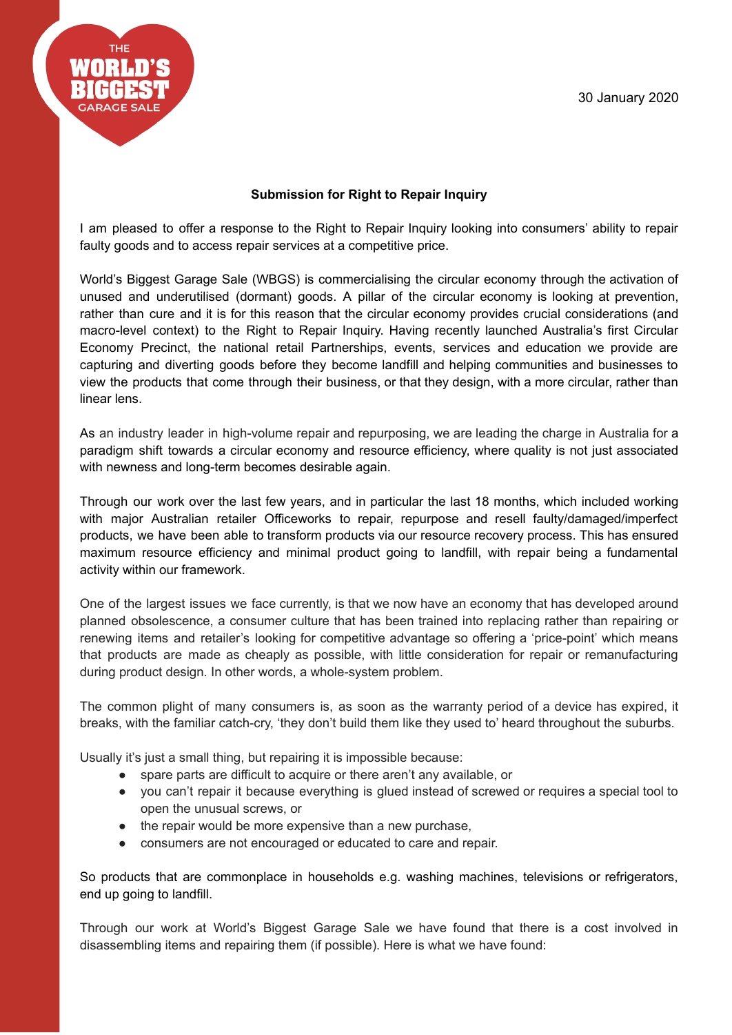THE WORLD'S BIGGEST GARAGE SALE

30 January 2020

**Submission for Right to Repair Inquiry**

I am pleased to offer a response to the Right to Repair Inquiry looking into consumers' ability to repair faulty goods and to access repair services at a competitive price.

World's Biggest Garage Sale (WBGS) is commercialising the circular economy through the activation of unused and underutilised (dormant) goods. A pillar of the circular economy is looking at prevention, rather than cure and it is for this reason that the circular economy provides crucial considerations (and macro-level context) to the Right to Repair Inquiry. Having recently launched Australia's first Circular Economy Precinct, the national retail Partnerships, events, services and education we provide are capturing and diverting goods before they become landfill and helping communities and businesses to view the products that come through their business, or that they design, with a more circular, rather than linear lens.

As an industry leader in high-volume repair and repurposing, we are leading the charge in Australia for a paradigm shift towards a circular economy and resource efficiency, where quality is not just associated with newness and long-term becomes desirable again.

Through our work over the last few years, and in particular the last 18 months, which included working with major Australian retailer Officeworks to repair, repurpose and resell faulty/damaged/imperfect products, we have been able to transform products via our resource recovery process. This has ensured maximum resource efficiency and minimal product going to landfill, with repair being a fundamental activity within our framework.

One of the largest issues we face currently, is that we now have an economy that has developed around planned obsolescence, a consumer culture that has been trained into replacing rather than repairing or renewing items and retailer's looking for competitive advantage so offering a 'price-point' which means that products are made as cheaply as possible, with little consideration for repair or remanufacturing during product design. In other words, a whole-system problem.

The common plight of many consumers is, as soon as the warranty period of a device has expired, it breaks, with the familiar catch-cry, 'they don't build them like they used to' heard throughout the suburbs.

Usually it's just a small thing, but repairing it is impossible because:

- spare parts are difficult to acquire or there aren't any available, or
- you can't repair it because everything is glued instead of screwed or requires a special tool to open the unusual screws, or
- the repair would be more expensive than a new purchase,
- consumers are not encouraged or educated to care and repair.

So products that are commonplace in households e.g. washing machines, televisions or refrigerators, end up going to landfill.

Through our work at World's Biggest Garage Sale we have found that there is a cost involved in disassembling items and repairing them (if possible). Here is what we have found: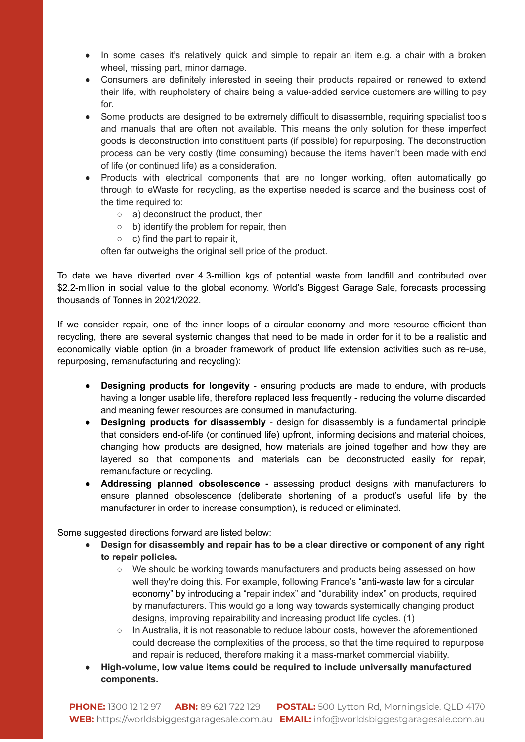- In some cases it's relatively quick and simple to repair an item e.g. a chair with a broken wheel, missing part, minor damage.
- Consumers are definitely interested in seeing their products repaired or renewed to extend their life, with reupholstery of chairs being a value-added service customers are willing to pay for.
- Some products are designed to be extremely difficult to disassemble, requiring specialist tools and manuals that are often not available. This means the only solution for these imperfect goods is deconstruction into constituent parts (if possible) for repurposing. The deconstruction process can be very costly (time consuming) because the items haven't been made with end of life (or continued life) as a consideration.
- Products with electrical components that are no longer working, often automatically go through to eWaste for recycling, as the expertise needed is scarce and the business cost of the time required to:
  - a) deconstruct the product, then
  - b) identify the problem for repair, then
  - c) find the part to repair it,

  often far outweighs the original sell price of the product.

To date we have diverted over 4.3-million kgs of potential waste from landfill and contributed over $2.2-million in social value to the global economy. World's Biggest Garage Sale, forecasts processing thousands of Tonnes in 2021/2022.

If we consider repair, one of the inner loops of a circular economy and more resource efficient than recycling, there are several systemic changes that need to be made in order for it to be a realistic and economically viable option (in a broader framework of product life extension activities such as re-use, repurposing, remanufacturing and recycling):

- **Designing products for longevity** - ensuring products are made to endure, with products having a longer usable life, therefore replaced less frequently - reducing the volume discarded and meaning fewer resources are consumed in manufacturing.
- **Designing products for disassembly** - design for disassembly is a fundamental principle that considers end-of-life (or continued life) upfront, informing decisions and material choices, changing how products are designed, how materials are joined together and how they are layered so that components and materials can be deconstructed easily for repair, remanufacture or recycling.
- **Addressing planned obsolescence -** assessing product designs with manufacturers to ensure planned obsolescence (deliberate shortening of a product's useful life by the manufacturer in order to increase consumption), is reduced or eliminated.

Some suggested directions forward are listed below:

- **Design for disassembly and repair has to be a clear directive or component of any right to repair policies.**
  - We should be working towards manufacturers and products being assessed on how well they're doing this. For example, following France's "anti-waste law for a circular economy" by introducing a "repair index" and "durability index" on products, required by manufacturers. This would go a long way towards systemically changing product designs, improving repairability and increasing product life cycles. (1)
  - In Australia, it is not reasonable to reduce labour costs, however the aforementioned could decrease the complexities of the process, so that the time required to repurpose and repair is reduced, therefore making it a mass-market commercial viability.
- **High-volume, low value items could be required to include universally manufactured components.**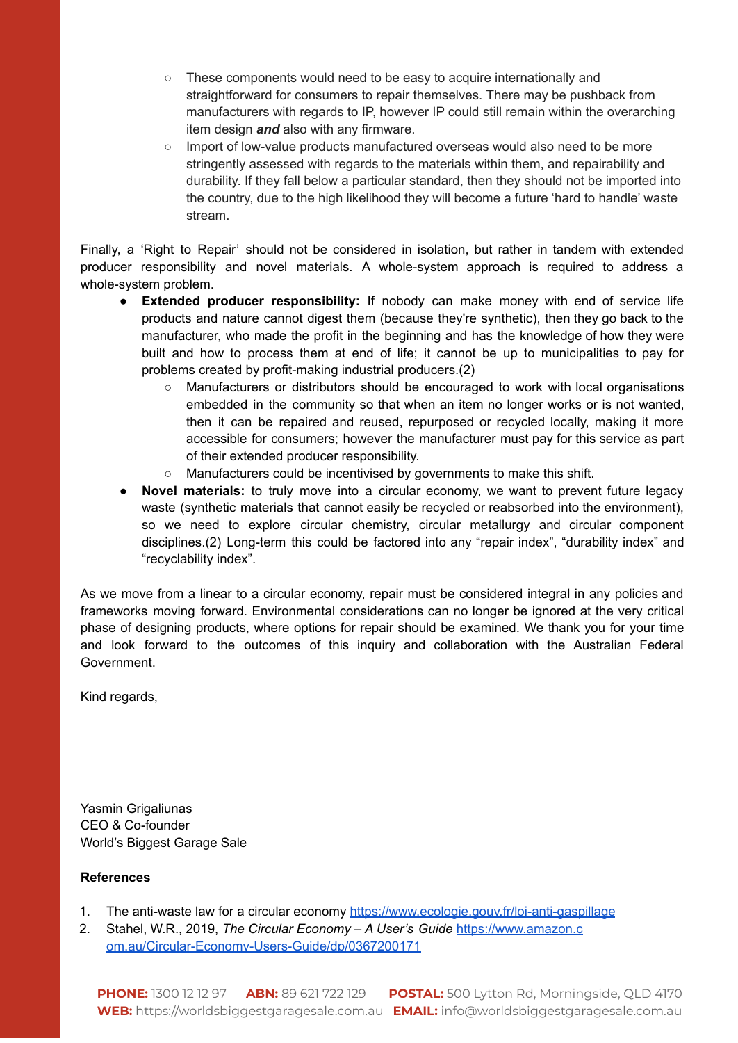- These components would need to be easy to acquire internationally and straightforward for consumers to repair themselves. There may be pushback from manufacturers with regards to IP, however IP could still remain within the overarching item design ***and*** also with any firmware.
    - Import of low-value products manufactured overseas would also need to be more stringently assessed with regards to the materials within them, and repairability and durability. If they fall below a particular standard, then they should not be imported into the country, due to the high likelihood they will become a future 'hard to handle' waste stream.

Finally, a 'Right to Repair' should not be considered in isolation, but rather in tandem with extended producer responsibility and novel materials. A whole-system approach is required to address a whole-system problem.

- **Extended producer responsibility:** If nobody can make money with end of service life products and nature cannot digest them (because they're synthetic), then they go back to the manufacturer, who made the profit in the beginning and has the knowledge of how they were built and how to process them at end of life; it cannot be up to municipalities to pay for problems created by profit-making industrial producers.(2)
    - Manufacturers or distributors should be encouraged to work with local organisations embedded in the community so that when an item no longer works or is not wanted, then it can be repaired and reused, repurposed or recycled locally, making it more accessible for consumers; however the manufacturer must pay for this service as part of their extended producer responsibility.
    - Manufacturers could be incentivised by governments to make this shift.
- **Novel materials:** to truly move into a circular economy, we want to prevent future legacy waste (synthetic materials that cannot easily be recycled or reabsorbed into the environment), so we need to explore circular chemistry, circular metallurgy and circular component disciplines.(2) Long-term this could be factored into any "repair index", "durability index" and "recyclability index".

As we move from a linear to a circular economy, repair must be considered integral in any policies and frameworks moving forward. Environmental considerations can no longer be ignored at the very critical phase of designing products, where options for repair should be examined. We thank you for your time and look forward to the outcomes of this inquiry and collaboration with the Australian Federal Government.

Kind regards,

Yasmin Grigaliunas
CEO & Co-founder
World's Biggest Garage Sale

**References**

1. The anti-waste law for a circular economy https://www.ecologie.gouv.fr/loi-anti-gaspillage
2. Stahel, W.R., 2019, *The Circular Economy – A User's Guide* https://www.amazon.com.au/Circular-Economy-Users-Guide/dp/0367200171

**PHONE:** 1300 12 12 97 **ABN:** 89 621 722 129 **POSTAL:** 500 Lytton Rd, Morningside, QLD 4170
**WEB:** https://worldsbiggestgaragesale.com.au **EMAIL:** info@worldsbiggestgaragesale.com.au